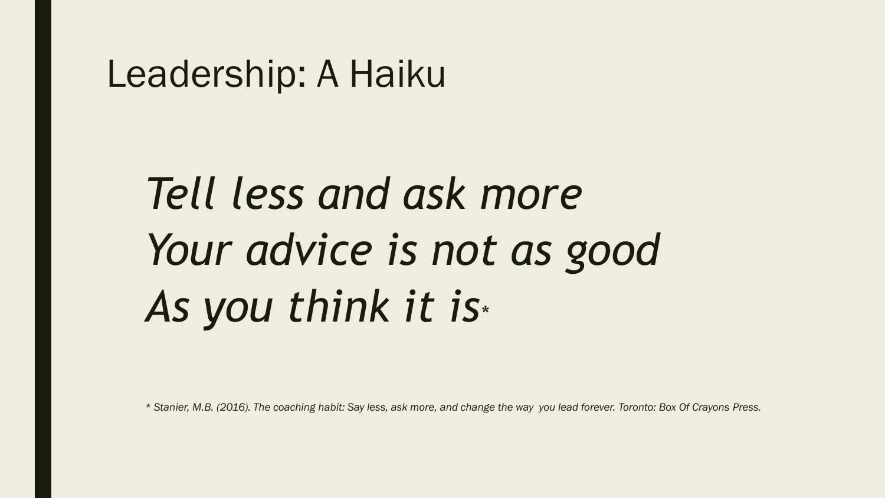# Leadership: A Haiku

*Tell less and ask more*
*Your advice is not as good*
*As you think it is**

* *Stanier, M.B. (2016). The coaching habit: Say less, ask more, and change the way you lead forever. Toronto: Box Of Crayons Press.*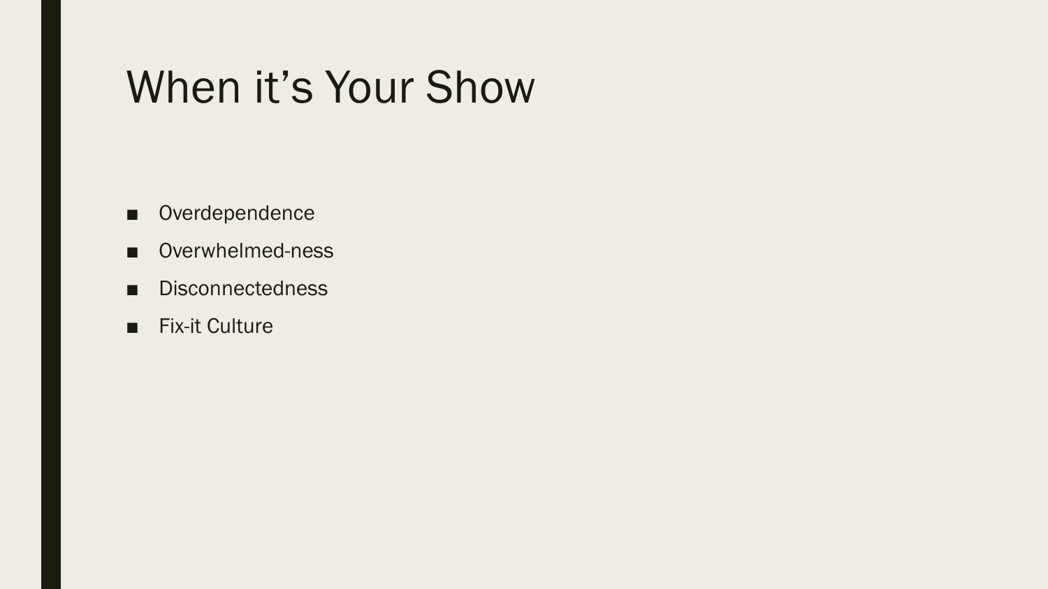# When it’s Your Show

- Overdependence
- Overwhelmed-ness
- Disconnectedness
- Fix-it Culture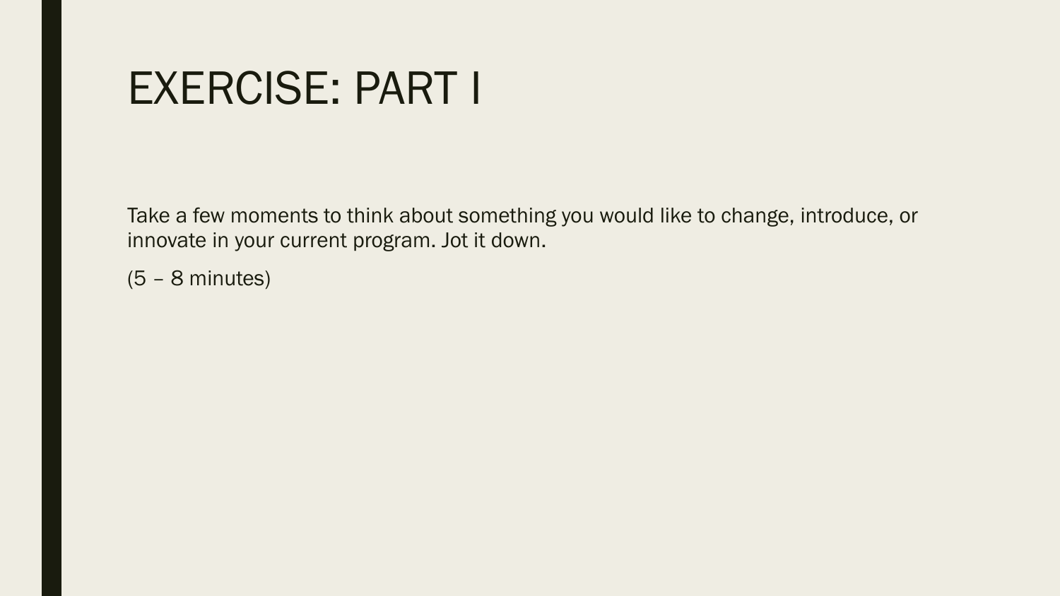# EXERCISE: PART I

Take a few moments to think about something you would like to change, introduce, or innovate in your current program. Jot it down.

(5 – 8 minutes)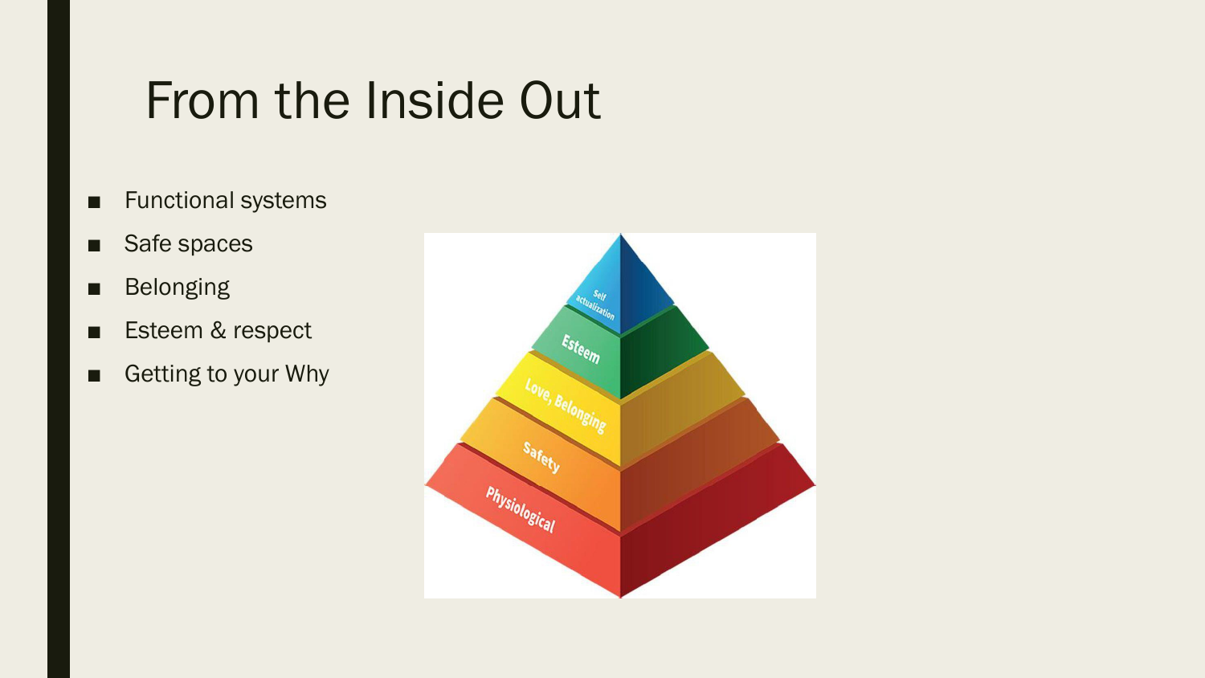# From the Inside Out

- Functional systems
- Safe spaces
- Belonging
- Esteem & respect
- Getting to your Why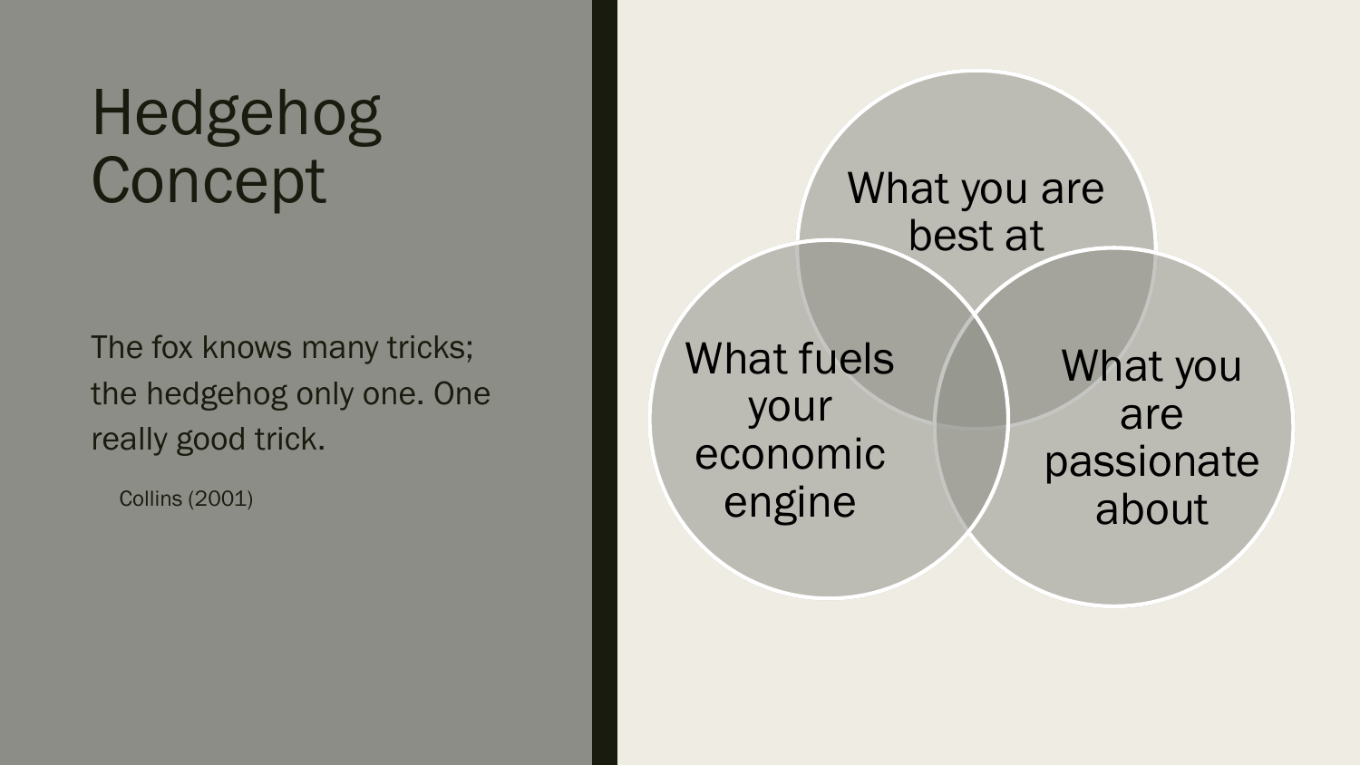# Hedgehog Concept

The fox knows many tricks; the hedgehog only one. One really good trick.

Collins (2001)

- What you are best at
- What fuels your economic engine
- What you are passionate about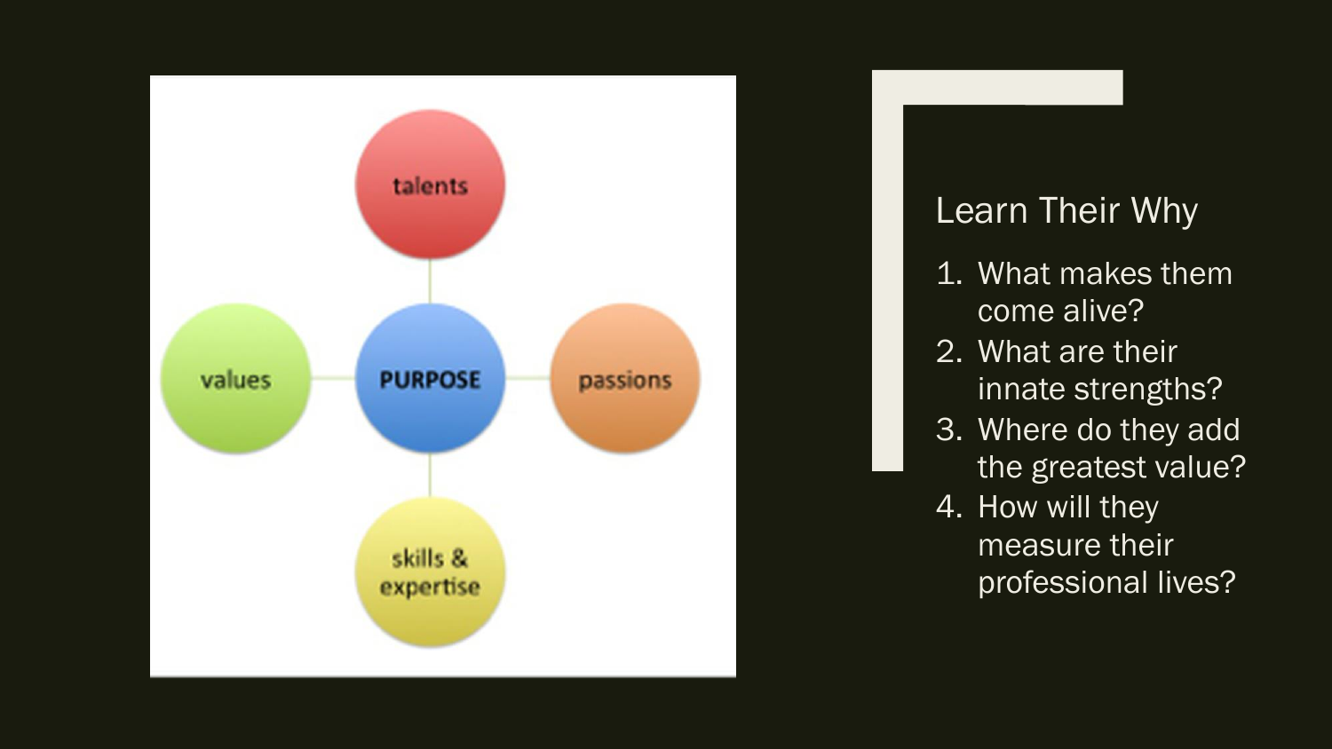talents

values

PURPOSE

passions

skills & expertise

## Learn Their Why

1. What makes them come alive?
2. What are their innate strengths?
3. Where do they add the greatest value?
4. How will they measure their professional lives?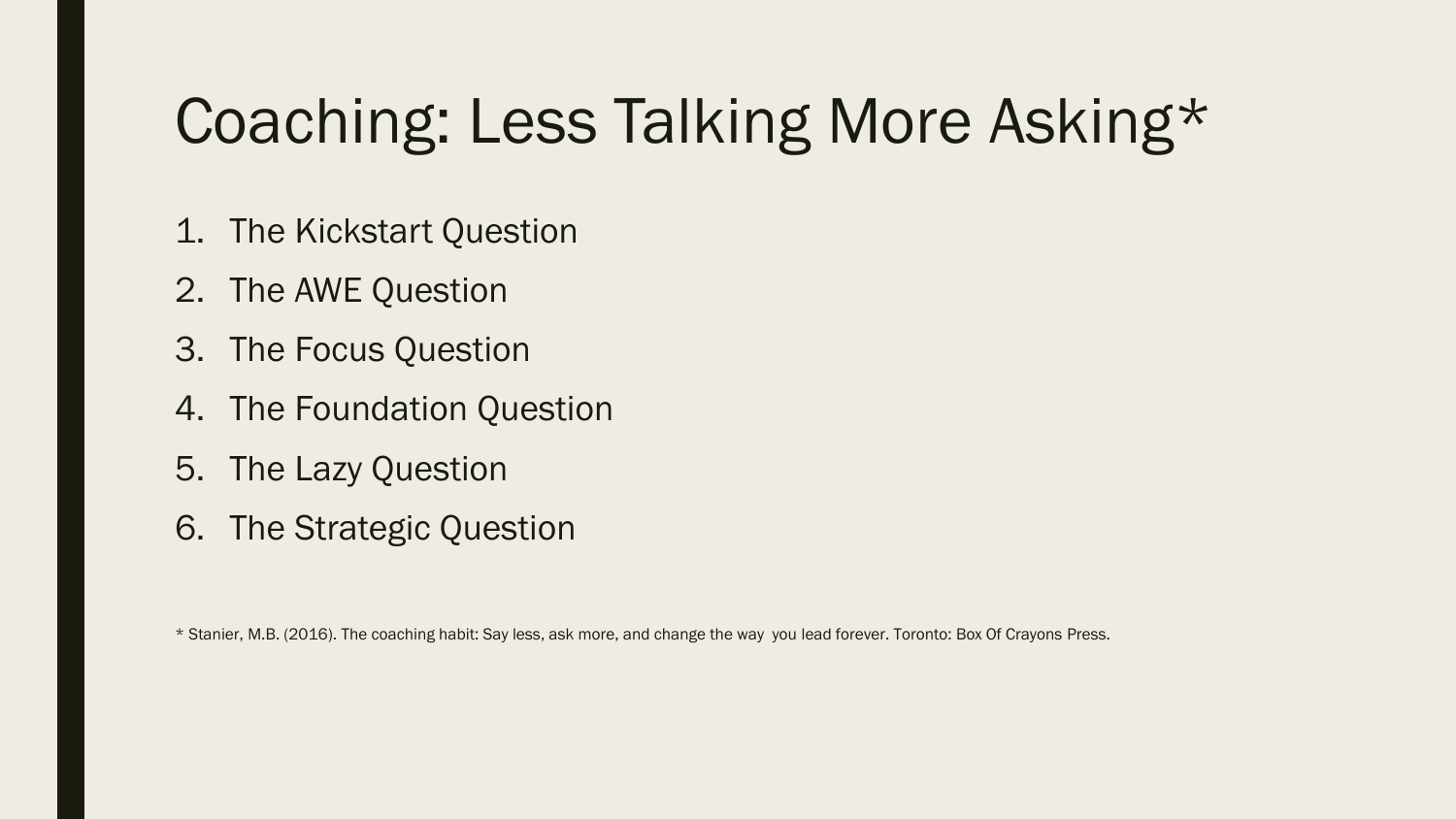# Coaching: Less Talking More Asking*

1. The Kickstart Question
2. The AWE Question
3. The Focus Question
4. The Foundation Question
5. The Lazy Question
6. The Strategic Question

* Stanier, M.B. (2016). The coaching habit: Say less, ask more, and change the way you lead forever. Toronto: Box Of Crayons Press.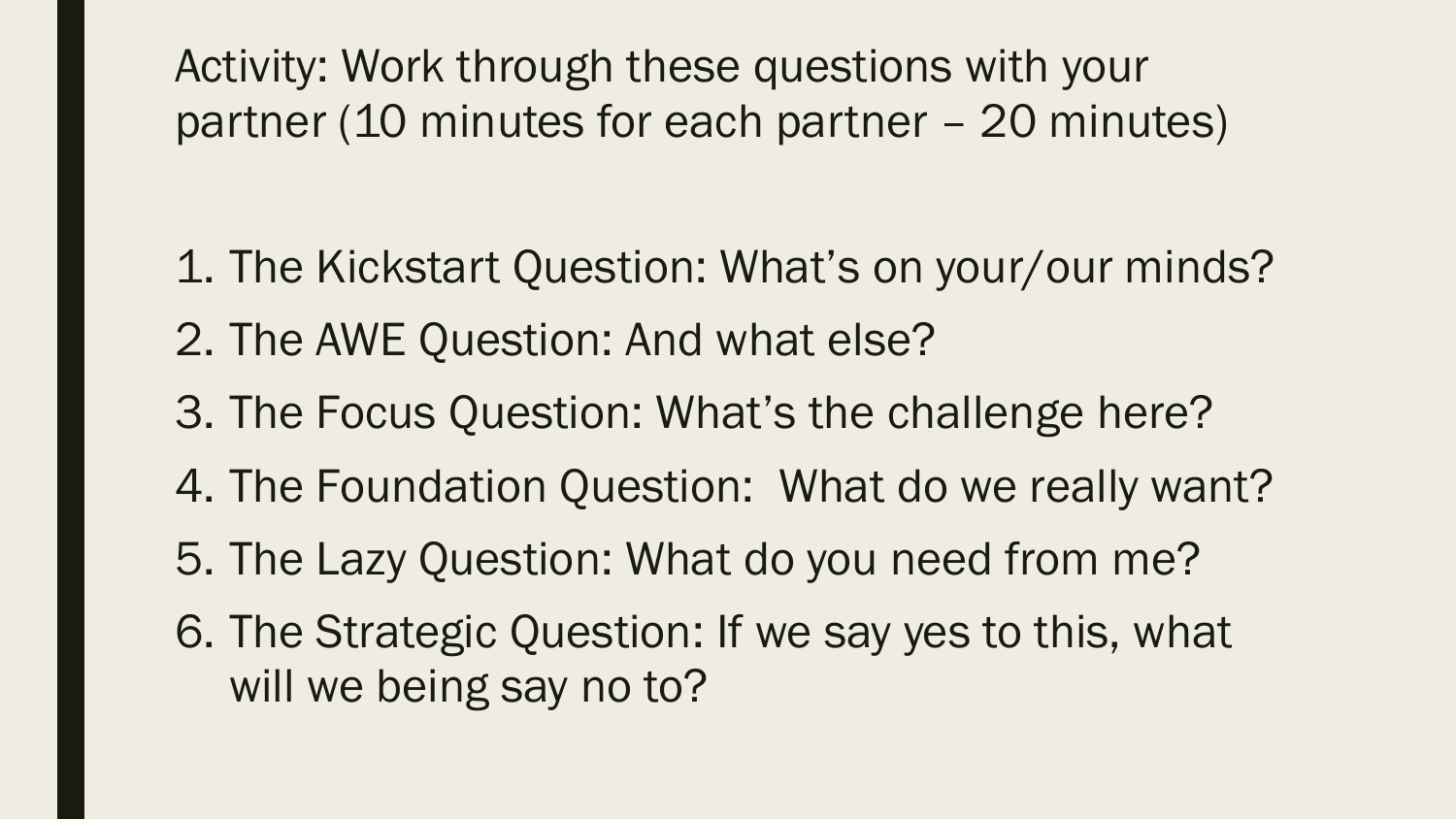Activity: Work through these questions with your partner (10 minutes for each partner – 20 minutes)

1. The Kickstart Question: What’s on your/our minds?
2. The AWE Question: And what else?
3. The Focus Question: What’s the challenge here?
4. The Foundation Question:  What do we really want?
5. The Lazy Question: What do you need from me?
6. The Strategic Question: If we say yes to this, what will we being say no to?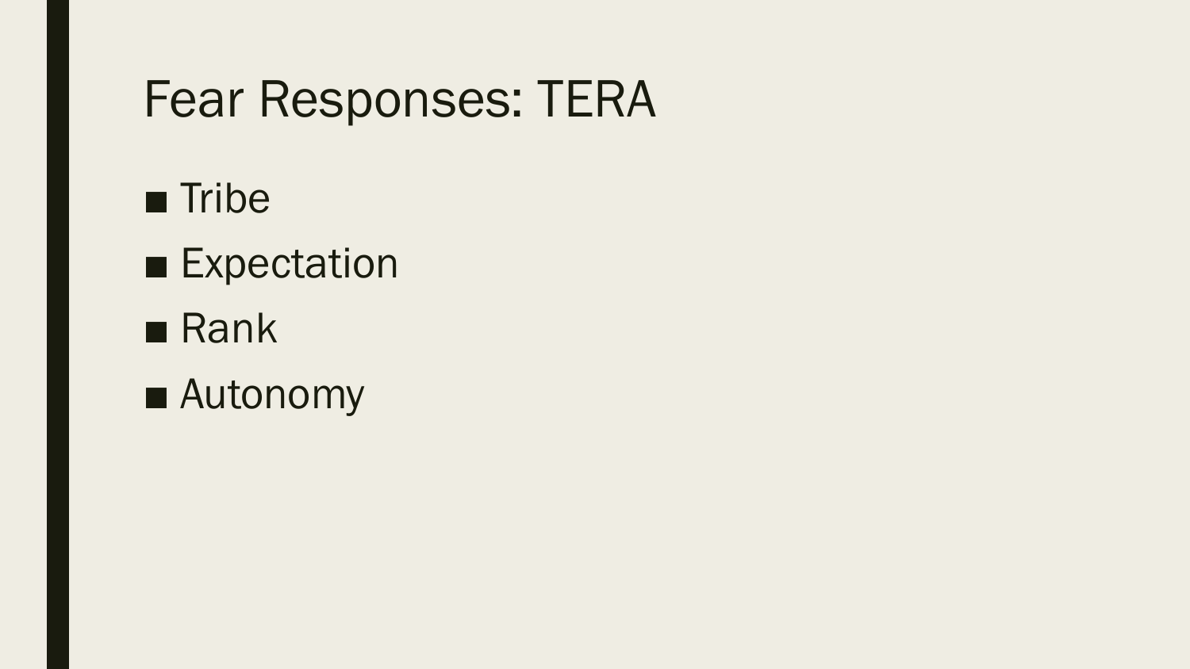# Fear Responses: TERA

- Tribe
- Expectation
- Rank
- Autonomy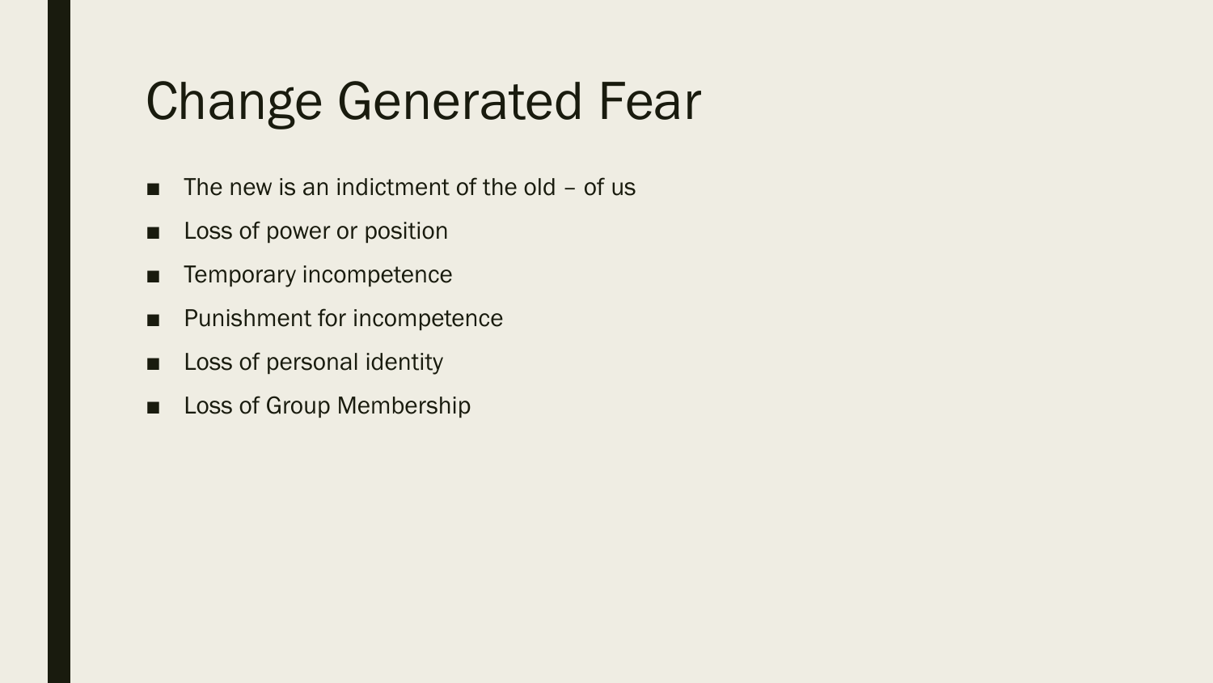# Change Generated Fear

- The new is an indictment of the old – of us
- Loss of power or position
- Temporary incompetence
- Punishment for incompetence
- Loss of personal identity
- Loss of Group Membership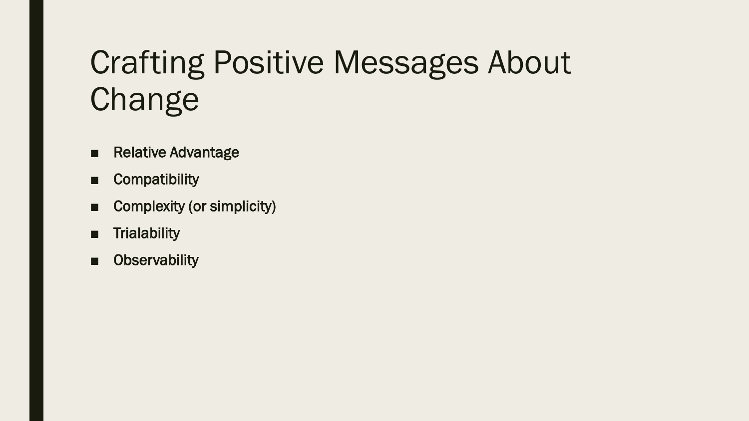# Crafting Positive Messages About Change

- Relative Advantage
- Compatibility
- Complexity (or simplicity)
- Trialability
- Observability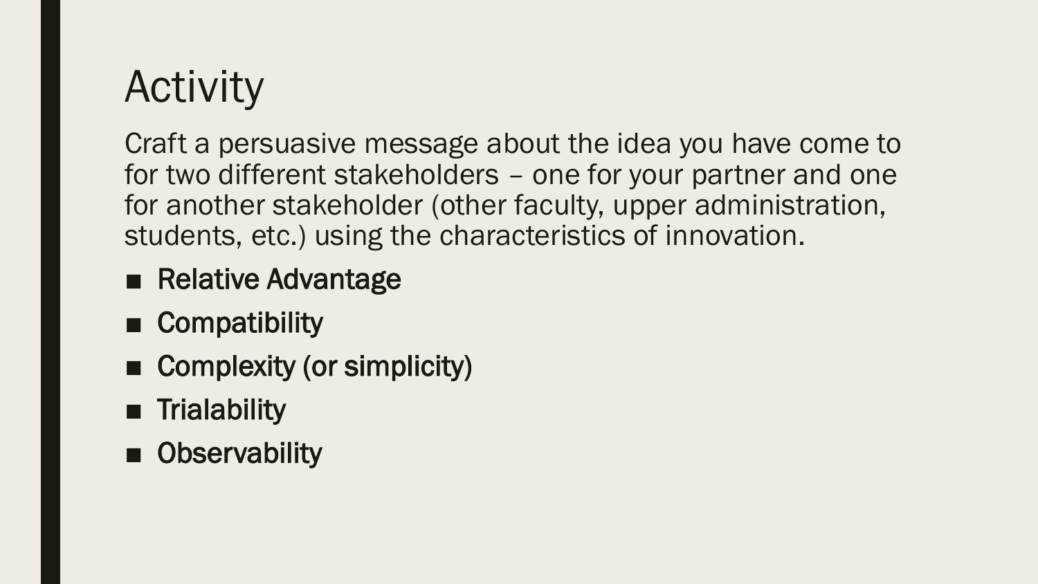# Activity

Craft a persuasive message about the idea you have come to for two different stakeholders – one for your partner and one for another stakeholder (other faculty, upper administration, students, etc.) using the characteristics of innovation.

- **Relative Advantage**
- **Compatibility**
- **Complexity (or simplicity)**
- **Trialability**
- **Observability**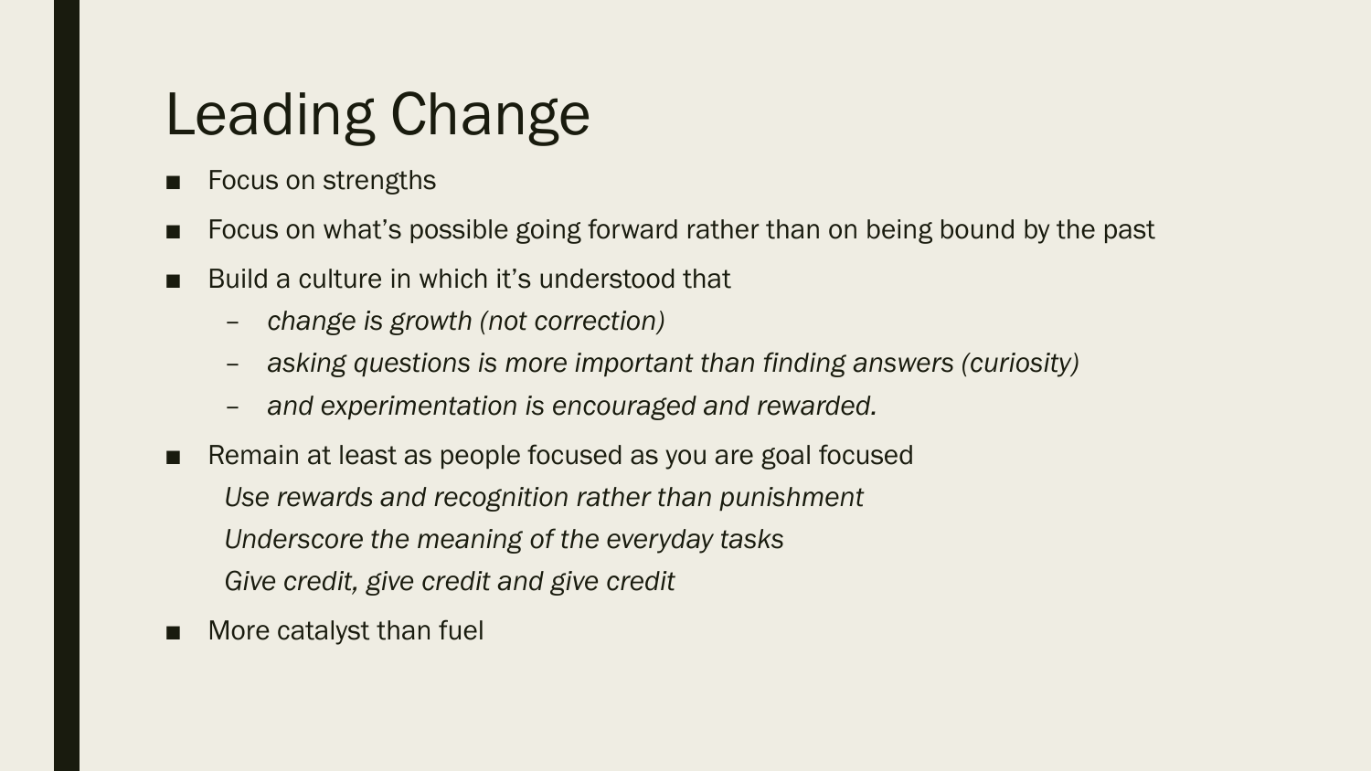# Leading Change

- Focus on strengths
- Focus on what's possible going forward rather than on being bound by the past
- Build a culture in which it's understood that
  - *change is growth (not correction)*
  - *asking questions is more important than finding answers (curiosity)*
  - *and experimentation is encouraged and rewarded.*
- Remain at least as people focused as you are goal focused

  *Use rewards and recognition rather than punishment*

  *Underscore the meaning of the everyday tasks*

  *Give credit, give credit and give credit*
- More catalyst than fuel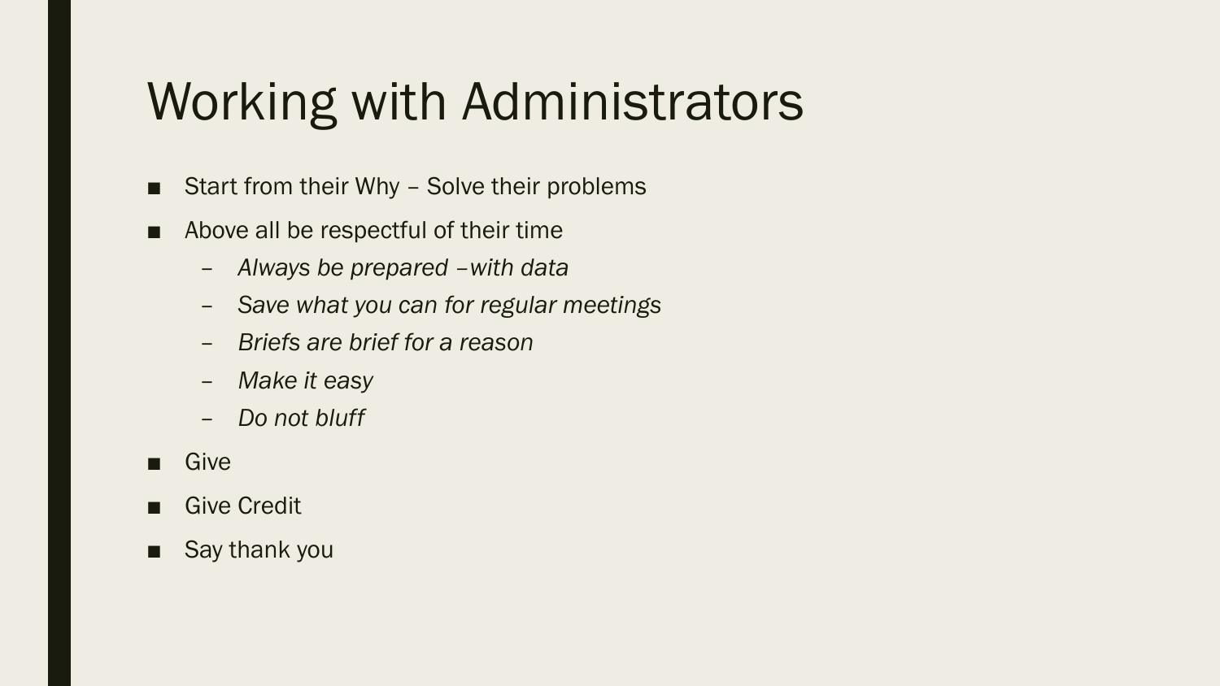# Working with Administrators

- Start from their Why – Solve their problems
- Above all be respectful of their time
  - *Always be prepared –with data*
  - *Save what you can for regular meetings*
  - *Briefs are brief for a reason*
  - *Make it easy*
  - *Do not bluff*
- Give
- Give Credit
- Say thank you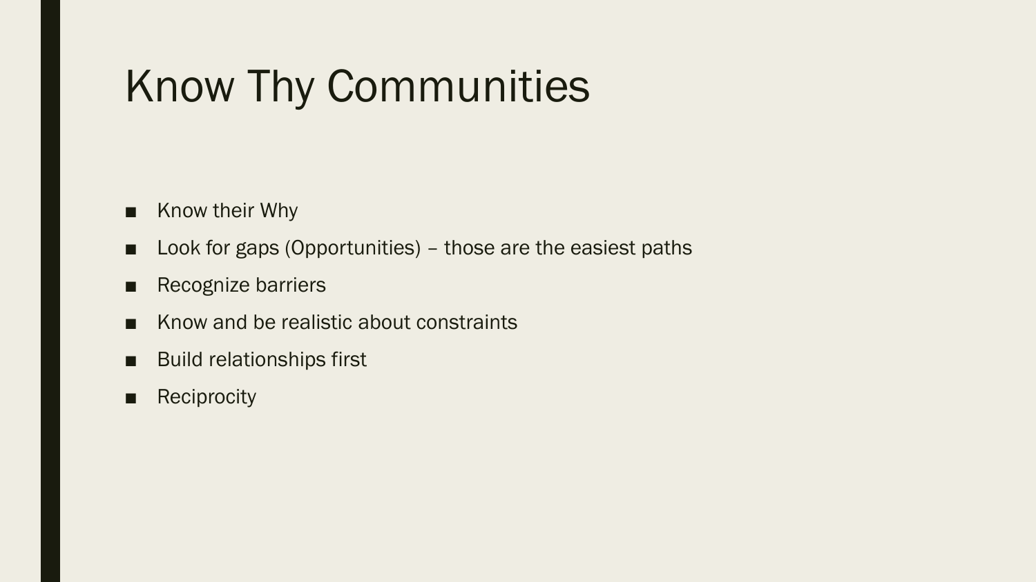# Know Thy Communities

- Know their Why
- Look for gaps (Opportunities) – those are the easiest paths
- Recognize barriers
- Know and be realistic about constraints
- Build relationships first
- Reciprocity